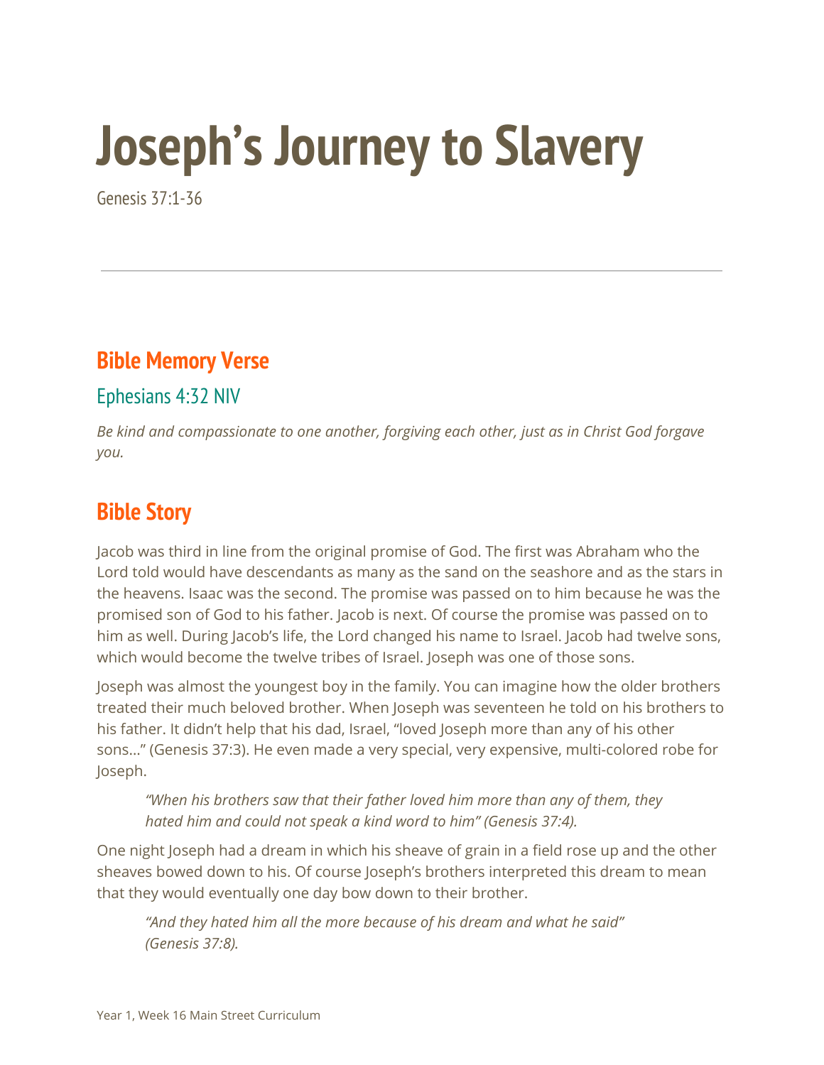# Joseph’s Journey to Slavery

Genesis 37:1-36

---

## Bible Memory Verse

### Ephesians 4:32 NIV

*Be kind and compassionate to one another, forgiving each other, just as in Christ God forgave you.*

## Bible Story

Jacob was third in line from the original promise of God. The first was Abraham who the Lord told would have descendants as many as the sand on the seashore and as the stars in the heavens. Isaac was the second. The promise was passed on to him because he was the promised son of God to his father. Jacob is next. Of course the promise was passed on to him as well. During Jacob’s life, the Lord changed his name to Israel. Jacob had twelve sons, which would become the twelve tribes of Israel. Joseph was one of those sons.

Joseph was almost the youngest boy in the family. You can imagine how the older brothers treated their much beloved brother. When Joseph was seventeen he told on his brothers to his father. It didn’t help that his dad, Israel, “loved Joseph more than any of his other sons…” (Genesis 37:3). He even made a very special, very expensive, multi-colored robe for Joseph.

> *“When his brothers saw that their father loved him more than any of them, they hated him and could not speak a kind word to him” (Genesis 37:4).*

One night Joseph had a dream in which his sheave of grain in a field rose up and the other sheaves bowed down to his. Of course Joseph’s brothers interpreted this dream to mean that they would eventually one day bow down to their brother.

> *“And they hated him all the more because of his dream and what he said” (Genesis 37:8).*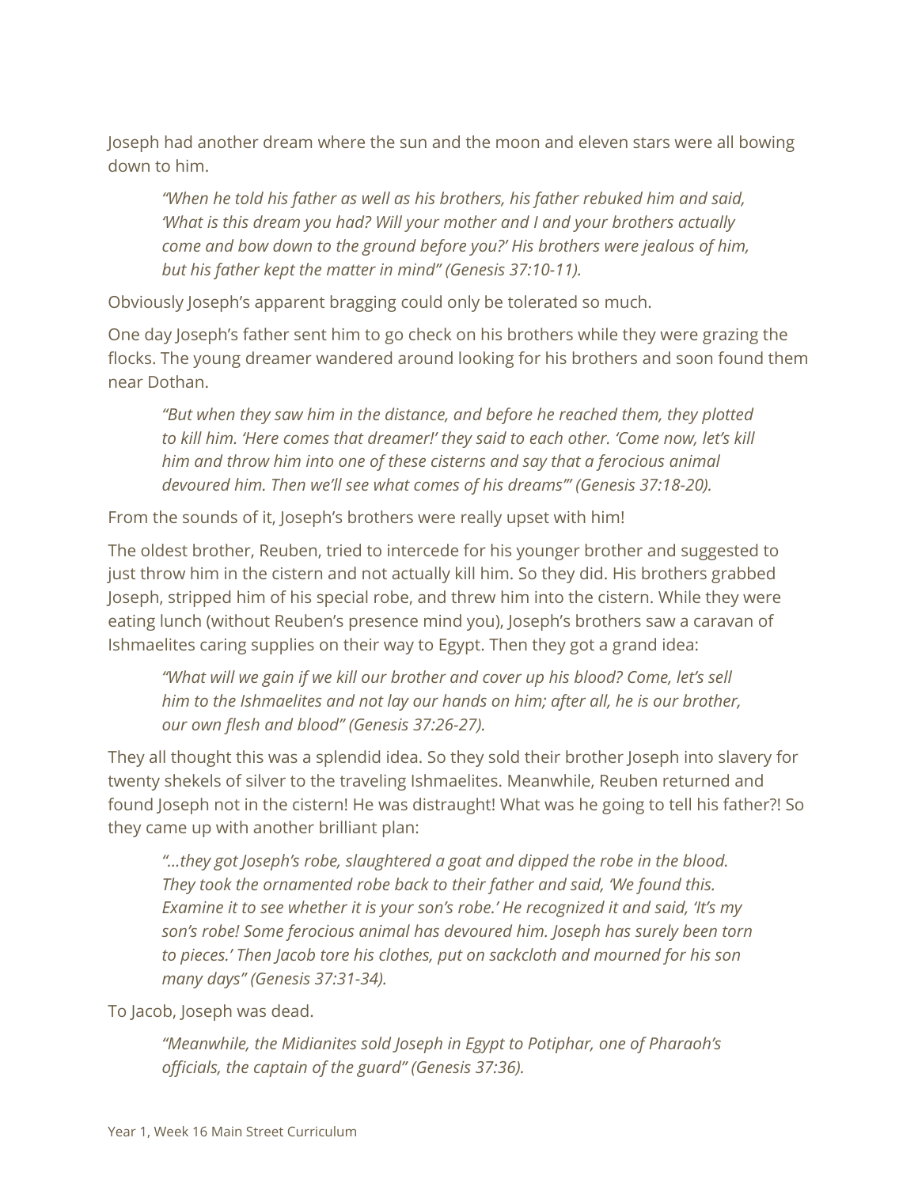Joseph had another dream where the sun and the moon and eleven stars were all bowing down to him.

> *"When he told his father as well as his brothers, his father rebuked him and said, 'What is this dream you had? Will your mother and I and your brothers actually come and bow down to the ground before you?' His brothers were jealous of him, but his father kept the matter in mind" (Genesis 37:10-11).*

Obviously Joseph's apparent bragging could only be tolerated so much.

One day Joseph's father sent him to go check on his brothers while they were grazing the flocks. The young dreamer wandered around looking for his brothers and soon found them near Dothan.

> *"But when they saw him in the distance, and before he reached them, they plotted to kill him. 'Here comes that dreamer!' they said to each other. 'Come now, let's kill him and throw him into one of these cisterns and say that a ferocious animal devoured him. Then we'll see what comes of his dreams'" (Genesis 37:18-20).*

From the sounds of it, Joseph's brothers were really upset with him!

The oldest brother, Reuben, tried to intercede for his younger brother and suggested to just throw him in the cistern and not actually kill him. So they did. His brothers grabbed Joseph, stripped him of his special robe, and threw him into the cistern. While they were eating lunch (without Reuben's presence mind you), Joseph's brothers saw a caravan of Ishmaelites caring supplies on their way to Egypt. Then they got a grand idea:

> *"What will we gain if we kill our brother and cover up his blood? Come, let's sell him to the Ishmaelites and not lay our hands on him; after all, he is our brother, our own flesh and blood" (Genesis 37:26-27).*

They all thought this was a splendid idea. So they sold their brother Joseph into slavery for twenty shekels of silver to the traveling Ishmaelites. Meanwhile, Reuben returned and found Joseph not in the cistern! He was distraught! What was he going to tell his father?! So they came up with another brilliant plan:

> *"…they got Joseph's robe, slaughtered a goat and dipped the robe in the blood. They took the ornamented robe back to their father and said, 'We found this. Examine it to see whether it is your son's robe.' He recognized it and said, 'It's my son's robe! Some ferocious animal has devoured him. Joseph has surely been torn to pieces.' Then Jacob tore his clothes, put on sackcloth and mourned for his son many days" (Genesis 37:31-34).*

To Jacob, Joseph was dead.

> *"Meanwhile, the Midianites sold Joseph in Egypt to Potiphar, one of Pharaoh's officials, the captain of the guard" (Genesis 37:36).*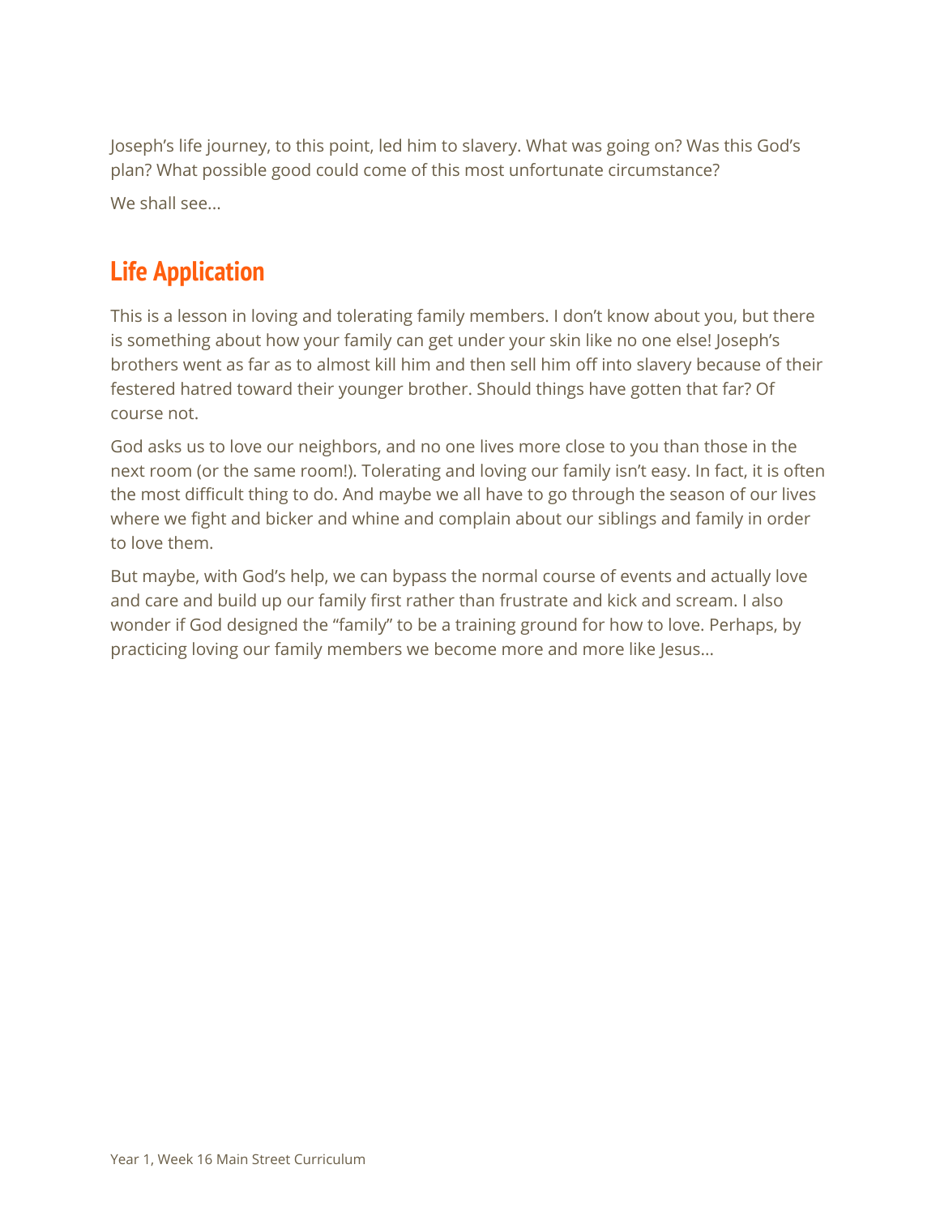Joseph's life journey, to this point, led him to slavery. What was going on? Was this God's plan? What possible good could come of this most unfortunate circumstance?

We shall see...

## Life Application

This is a lesson in loving and tolerating family members. I don't know about you, but there is something about how your family can get under your skin like no one else! Joseph's brothers went as far as to almost kill him and then sell him off into slavery because of their festered hatred toward their younger brother. Should things have gotten that far? Of course not.

God asks us to love our neighbors, and no one lives more close to you than those in the next room (or the same room!). Tolerating and loving our family isn't easy. In fact, it is often the most difficult thing to do. And maybe we all have to go through the season of our lives where we fight and bicker and whine and complain about our siblings and family in order to love them.

But maybe, with God's help, we can bypass the normal course of events and actually love and care and build up our family first rather than frustrate and kick and scream. I also wonder if God designed the "family" to be a training ground for how to love. Perhaps, by practicing loving our family members we become more and more like Jesus...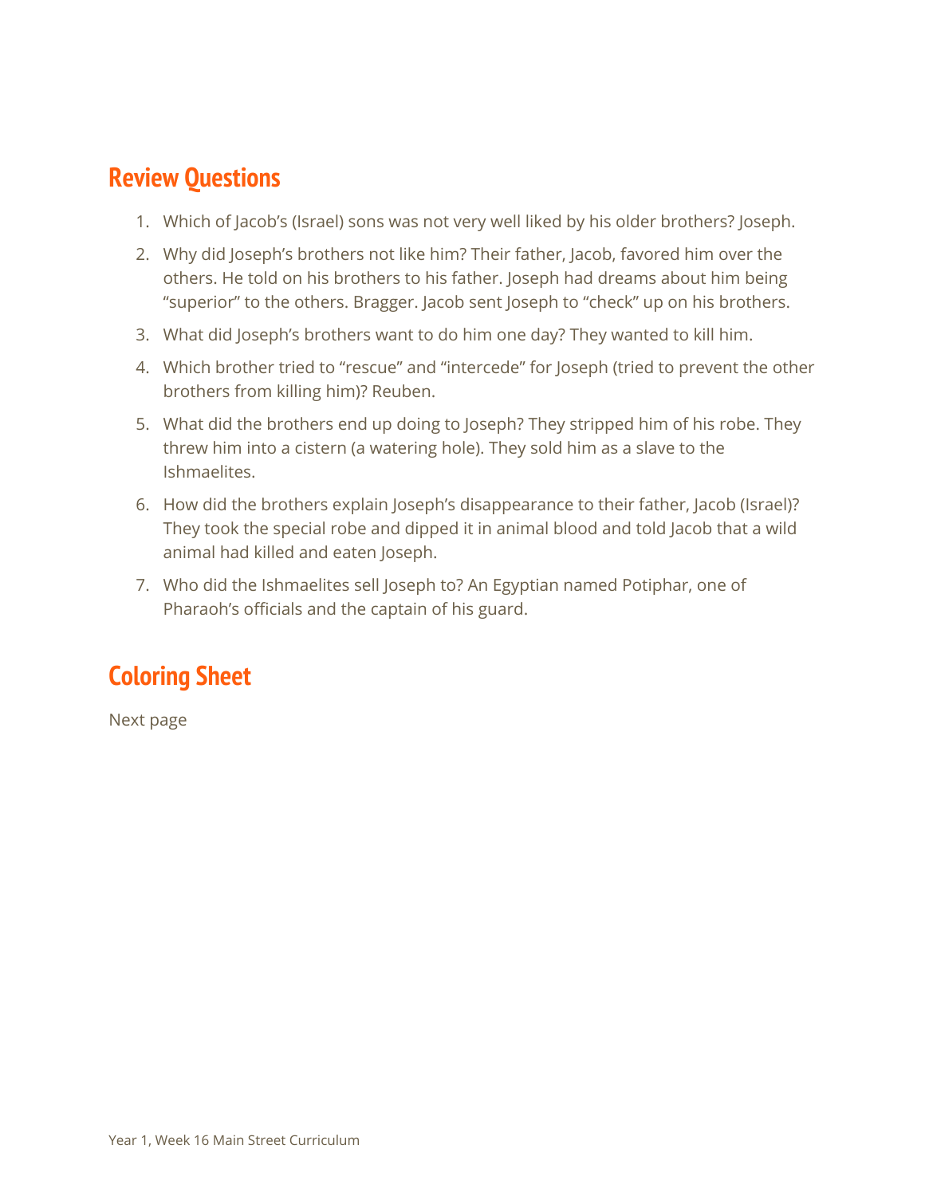## Review Questions

1. Which of Jacob's (Israel) sons was not very well liked by his older brothers? Joseph.
2. Why did Joseph's brothers not like him? Their father, Jacob, favored him over the others. He told on his brothers to his father. Joseph had dreams about him being "superior" to the others. Bragger. Jacob sent Joseph to "check" up on his brothers.
3. What did Joseph's brothers want to do him one day? They wanted to kill him.
4. Which brother tried to "rescue" and "intercede" for Joseph (tried to prevent the other brothers from killing him)? Reuben.
5. What did the brothers end up doing to Joseph? They stripped him of his robe. They threw him into a cistern (a watering hole). They sold him as a slave to the Ishmaelites.
6. How did the brothers explain Joseph's disappearance to their father, Jacob (Israel)? They took the special robe and dipped it in animal blood and told Jacob that a wild animal had killed and eaten Joseph.
7. Who did the Ishmaelites sell Joseph to? An Egyptian named Potiphar, one of Pharaoh's officials and the captain of his guard.

## Coloring Sheet

Next page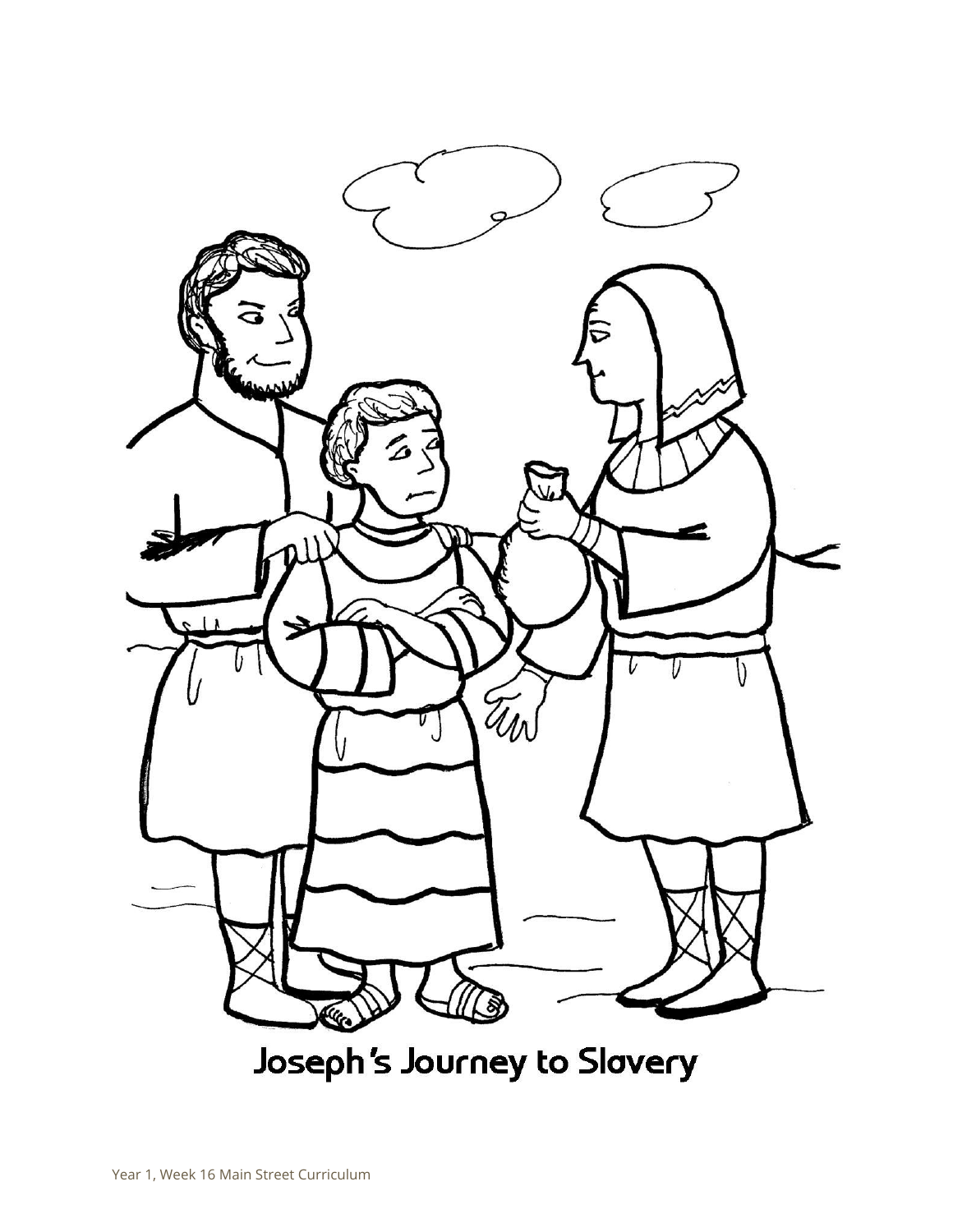Joseph's Journey to Slavery